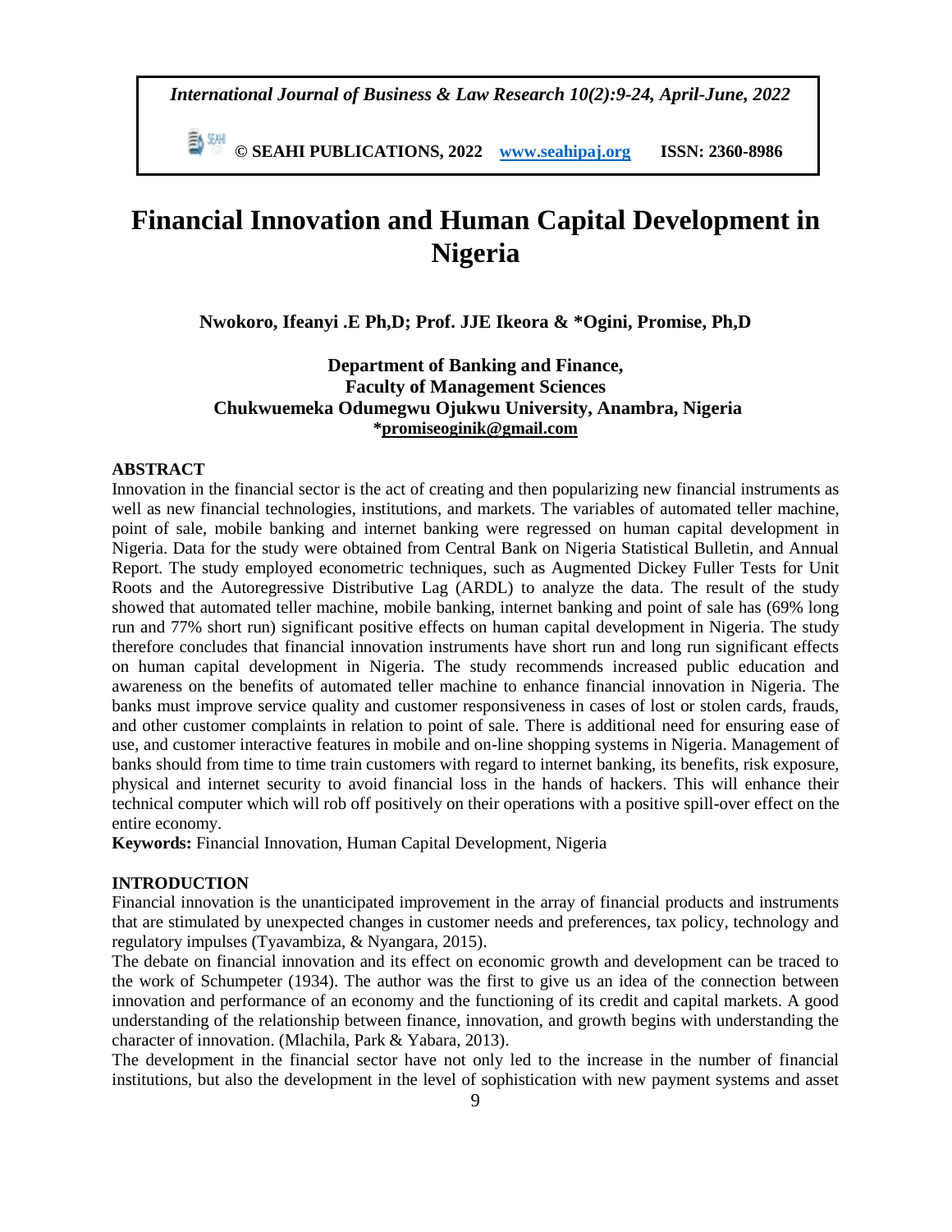# Financial Innovation and Human Capital Development in Nigeria

**Nwokoro, Ifeanyi .E Ph,D; Prof. JJE Ikeora & *Ogini, Promise, Ph,D**

**Department of Banking and Finance,**
**Faculty of Management Sciences**
**Chukwuemeka Odumegwu Ojukwu University, Anambra, Nigeria**
**\*promiseoginik@gmail.com**

## ABSTRACT

Innovation in the financial sector is the act of creating and then popularizing new financial instruments as well as new financial technologies, institutions, and markets. The variables of automated teller machine, point of sale, mobile banking and internet banking were regressed on human capital development in Nigeria. Data for the study were obtained from Central Bank on Nigeria Statistical Bulletin, and Annual Report. The study employed econometric techniques, such as Augmented Dickey Fuller Tests for Unit Roots and the Autoregressive Distributive Lag (ARDL) to analyze the data. The result of the study showed that automated teller machine, mobile banking, internet banking and point of sale has (69% long run and 77% short run) significant positive effects on human capital development in Nigeria. The study therefore concludes that financial innovation instruments have short run and long run significant effects on human capital development in Nigeria. The study recommends increased public education and awareness on the benefits of automated teller machine to enhance financial innovation in Nigeria. The banks must improve service quality and customer responsiveness in cases of lost or stolen cards, frauds, and other customer complaints in relation to point of sale. There is additional need for ensuring ease of use, and customer interactive features in mobile and on-line shopping systems in Nigeria. Management of banks should from time to time train customers with regard to internet banking, its benefits, risk exposure, physical and internet security to avoid financial loss in the hands of hackers. This will enhance their technical computer which will rob off positively on their operations with a positive spill-over effect on the entire economy.

**Keywords:** Financial Innovation, Human Capital Development, Nigeria

## INTRODUCTION

Financial innovation is the unanticipated improvement in the array of financial products and instruments that are stimulated by unexpected changes in customer needs and preferences, tax policy, technology and regulatory impulses (Tyavambiza, & Nyangara, 2015).

The debate on financial innovation and its effect on economic growth and development can be traced to the work of Schumpeter (1934). The author was the first to give us an idea of the connection between innovation and performance of an economy and the functioning of its credit and capital markets. A good understanding of the relationship between finance, innovation, and growth begins with understanding the character of innovation. (Mlachila, Park & Yabara, 2013).

The development in the financial sector have not only led to the increase in the number of financial institutions, but also the development in the level of sophistication with new payment systems and asset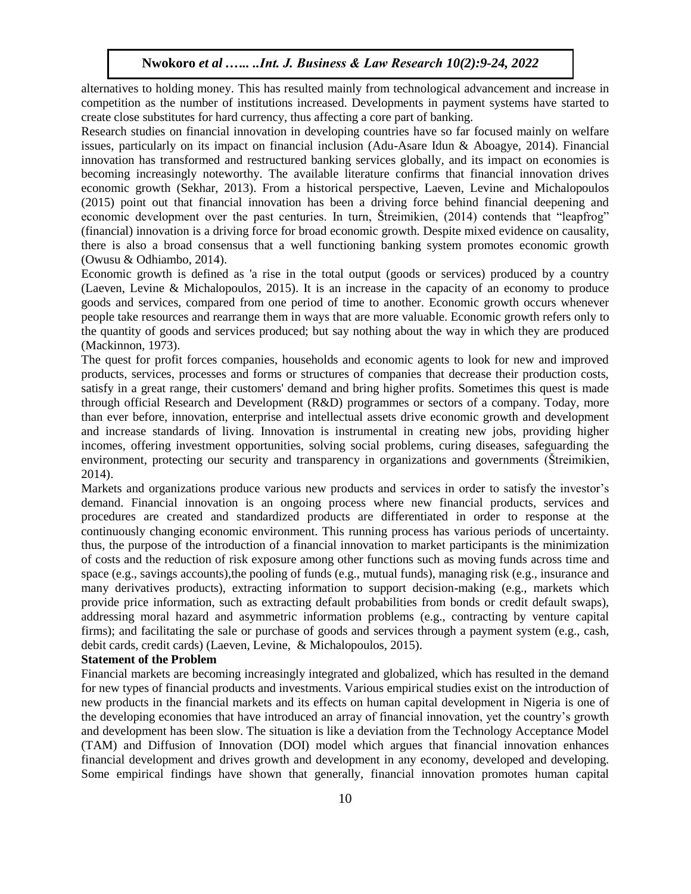alternatives to holding money. This has resulted mainly from technological advancement and increase in competition as the number of institutions increased. Developments in payment systems have started to create close substitutes for hard currency, thus affecting a core part of banking.

Research studies on financial innovation in developing countries have so far focused mainly on welfare issues, particularly on its impact on financial inclusion (Adu-Asare Idun & Aboagye, 2014). Financial innovation has transformed and restructured banking services globally, and its impact on economies is becoming increasingly noteworthy. The available literature confirms that financial innovation drives economic growth (Sekhar, 2013). From a historical perspective, Laeven, Levine and Michalopoulos (2015) point out that financial innovation has been a driving force behind financial deepening and economic development over the past centuries. In turn, Štreimikien, (2014) contends that "leapfrog" (financial) innovation is a driving force for broad economic growth. Despite mixed evidence on causality, there is also a broad consensus that a well functioning banking system promotes economic growth (Owusu & Odhiambo, 2014).

Economic growth is defined as 'a rise in the total output (goods or services) produced by a country (Laeven, Levine & Michalopoulos, 2015). It is an increase in the capacity of an economy to produce goods and services, compared from one period of time to another. Economic growth occurs whenever people take resources and rearrange them in ways that are more valuable. Economic growth refers only to the quantity of goods and services produced; but say nothing about the way in which they are produced (Mackinnon, 1973).

The quest for profit forces companies, households and economic agents to look for new and improved products, services, processes and forms or structures of companies that decrease their production costs, satisfy in a great range, their customers' demand and bring higher profits. Sometimes this quest is made through official Research and Development (R&D) programmes or sectors of a company. Today, more than ever before, innovation, enterprise and intellectual assets drive economic growth and development and increase standards of living. Innovation is instrumental in creating new jobs, providing higher incomes, offering investment opportunities, solving social problems, curing diseases, safeguarding the environment, protecting our security and transparency in organizations and governments (Štreimikien, 2014).

Markets and organizations produce various new products and services in order to satisfy the investor's demand. Financial innovation is an ongoing process where new financial products, services and procedures are created and standardized products are differentiated in order to response at the continuously changing economic environment. This running process has various periods of uncertainty. thus, the purpose of the introduction of a financial innovation to market participants is the minimization of costs and the reduction of risk exposure among other functions such as moving funds across time and space (e.g., savings accounts),the pooling of funds (e.g., mutual funds), managing risk (e.g., insurance and many derivatives products), extracting information to support decision-making (e.g., markets which provide price information, such as extracting default probabilities from bonds or credit default swaps), addressing moral hazard and asymmetric information problems (e.g., contracting by venture capital firms); and facilitating the sale or purchase of goods and services through a payment system (e.g., cash, debit cards, credit cards) (Laeven, Levine, & Michalopoulos, 2015).

**Statement of the Problem**

Financial markets are becoming increasingly integrated and globalized, which has resulted in the demand for new types of financial products and investments. Various empirical studies exist on the introduction of new products in the financial markets and its effects on human capital development in Nigeria is one of the developing economies that have introduced an array of financial innovation, yet the country's growth and development has been slow. The situation is like a deviation from the Technology Acceptance Model (TAM) and Diffusion of Innovation (DOI) model which argues that financial innovation enhances financial development and drives growth and development in any economy, developed and developing. Some empirical findings have shown that generally, financial innovation promotes human capital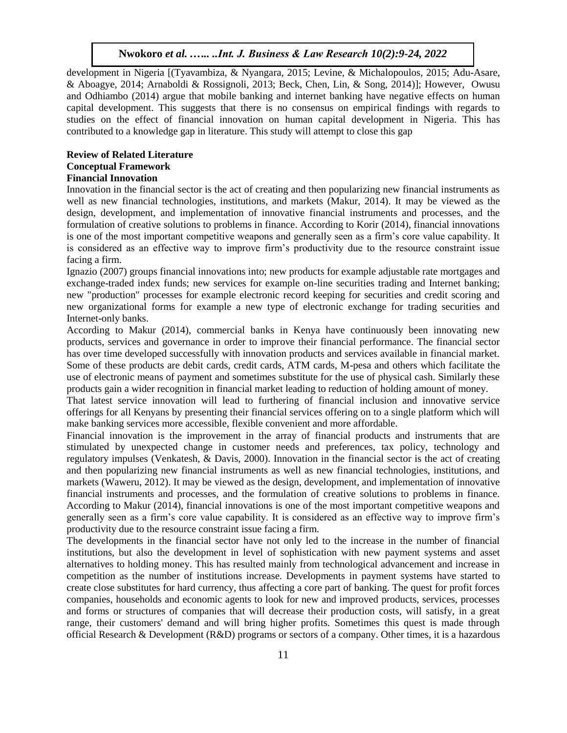development in Nigeria [(Tyavambiza, & Nyangara, 2015; Levine, & Michalopoulos, 2015; Adu-Asare, & Aboagye, 2014; Arnaboldi & Rossignoli, 2013; Beck, Chen, Lin, & Song, 2014)]; However, Owusu and Odhiambo (2014) argue that mobile banking and internet banking have negative effects on human capital development. This suggests that there is no consensus on empirical findings with regards to studies on the effect of financial innovation on human capital development in Nigeria. This has contributed to a knowledge gap in literature. This study will attempt to close this gap

## Review of Related Literature

### Conceptual Framework

#### Financial Innovation

Innovation in the financial sector is the act of creating and then popularizing new financial instruments as well as new financial technologies, institutions, and markets (Makur, 2014). It may be viewed as the design, development, and implementation of innovative financial instruments and processes, and the formulation of creative solutions to problems in finance. According to Korir (2014), financial innovations is one of the most important competitive weapons and generally seen as a firm's core value capability. It is considered as an effective way to improve firm's productivity due to the resource constraint issue facing a firm.

Ignazio (2007) groups financial innovations into; new products for example adjustable rate mortgages and exchange-traded index funds; new services for example on-line securities trading and Internet banking; new "production" processes for example electronic record keeping for securities and credit scoring and new organizational forms for example a new type of electronic exchange for trading securities and Internet-only banks.

According to Makur (2014), commercial banks in Kenya have continuously been innovating new products, services and governance in order to improve their financial performance. The financial sector has over time developed successfully with innovation products and services available in financial market. Some of these products are debit cards, credit cards, ATM cards, M-pesa and others which facilitate the use of electronic means of payment and sometimes substitute for the use of physical cash. Similarly these products gain a wider recognition in financial market leading to reduction of holding amount of money.

That latest service innovation will lead to furthering of financial inclusion and innovative service offerings for all Kenyans by presenting their financial services offering on to a single platform which will make banking services more accessible, flexible convenient and more affordable.

Financial innovation is the improvement in the array of financial products and instruments that are stimulated by unexpected change in customer needs and preferences, tax policy, technology and regulatory impulses (Venkatesh, & Davis, 2000). Innovation in the financial sector is the act of creating and then popularizing new financial instruments as well as new financial technologies, institutions, and markets (Waweru, 2012). It may be viewed as the design, development, and implementation of innovative financial instruments and processes, and the formulation of creative solutions to problems in finance. According to Makur (2014), financial innovations is one of the most important competitive weapons and generally seen as a firm's core value capability. It is considered as an effective way to improve firm's productivity due to the resource constraint issue facing a firm.

The developments in the financial sector have not only led to the increase in the number of financial institutions, but also the development in level of sophistication with new payment systems and asset alternatives to holding money. This has resulted mainly from technological advancement and increase in competition as the number of institutions increase. Developments in payment systems have started to create close substitutes for hard currency, thus affecting a core part of banking. The quest for profit forces companies, households and economic agents to look for new and improved products, services, processes and forms or structures of companies that will decrease their production costs, will satisfy, in a great range, their customers' demand and will bring higher profits. Sometimes this quest is made through official Research & Development (R&D) programs or sectors of a company. Other times, it is a hazardous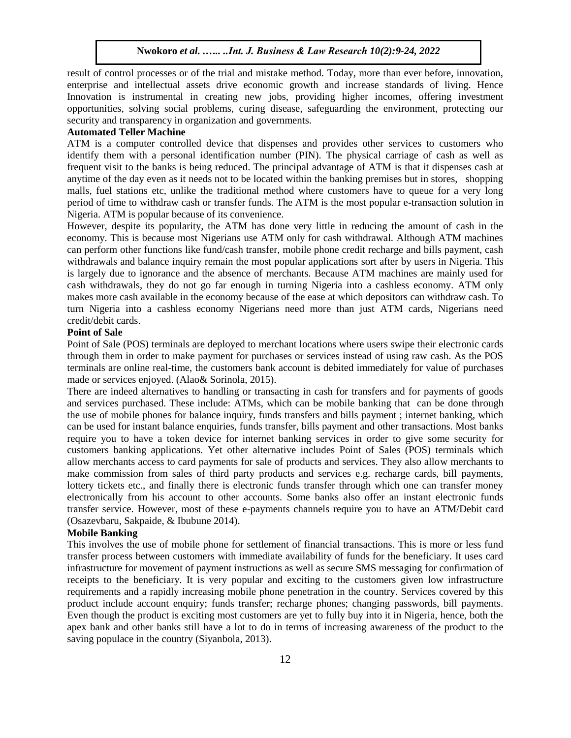result of control processes or of the trial and mistake method. Today, more than ever before, innovation, enterprise and intellectual assets drive economic growth and increase standards of living. Hence Innovation is instrumental in creating new jobs, providing higher incomes, offering investment opportunities, solving social problems, curing disease, safeguarding the environment, protecting our security and transparency in organization and governments.

**Automated Teller Machine**

ATM is a computer controlled device that dispenses and provides other services to customers who identify them with a personal identification number (PIN). The physical carriage of cash as well as frequent visit to the banks is being reduced. The principal advantage of ATM is that it dispenses cash at anytime of the day even as it needs not to be located within the banking premises but in stores, shopping malls, fuel stations etc, unlike the traditional method where customers have to queue for a very long period of time to withdraw cash or transfer funds. The ATM is the most popular e-transaction solution in Nigeria. ATM is popular because of its convenience.

However, despite its popularity, the ATM has done very little in reducing the amount of cash in the economy. This is because most Nigerians use ATM only for cash withdrawal. Although ATM machines can perform other functions like fund/cash transfer, mobile phone credit recharge and bills payment, cash withdrawals and balance inquiry remain the most popular applications sort after by users in Nigeria. This is largely due to ignorance and the absence of merchants. Because ATM machines are mainly used for cash withdrawals, they do not go far enough in turning Nigeria into a cashless economy. ATM only makes more cash available in the economy because of the ease at which depositors can withdraw cash. To turn Nigeria into a cashless economy Nigerians need more than just ATM cards, Nigerians need credit/debit cards.

**Point of Sale**

Point of Sale (POS) terminals are deployed to merchant locations where users swipe their electronic cards through them in order to make payment for purchases or services instead of using raw cash. As the POS terminals are online real-time, the customers bank account is debited immediately for value of purchases made or services enjoyed. (Alao& Sorinola, 2015).

There are indeed alternatives to handling or transacting in cash for transfers and for payments of goods and services purchased. These include: ATMs, which can be mobile banking that can be done through the use of mobile phones for balance inquiry, funds transfers and bills payment ; internet banking, which can be used for instant balance enquiries, funds transfer, bills payment and other transactions. Most banks require you to have a token device for internet banking services in order to give some security for customers banking applications. Yet other alternative includes Point of Sales (POS) terminals which allow merchants access to card payments for sale of products and services. They also allow merchants to make commission from sales of third party products and services e.g. recharge cards, bill payments, lottery tickets etc., and finally there is electronic funds transfer through which one can transfer money electronically from his account to other accounts. Some banks also offer an instant electronic funds transfer service. However, most of these e-payments channels require you to have an ATM/Debit card (Osazevbaru, Sakpaide, & Ibubune 2014).

**Mobile Banking**

This involves the use of mobile phone for settlement of financial transactions. This is more or less fund transfer process between customers with immediate availability of funds for the beneficiary. It uses card infrastructure for movement of payment instructions as well as secure SMS messaging for confirmation of receipts to the beneficiary. It is very popular and exciting to the customers given low infrastructure requirements and a rapidly increasing mobile phone penetration in the country. Services covered by this product include account enquiry; funds transfer; recharge phones; changing passwords, bill payments. Even though the product is exciting most customers are yet to fully buy into it in Nigeria, hence, both the apex bank and other banks still have a lot to do in terms of increasing awareness of the product to the saving populace in the country (Siyanbola, 2013).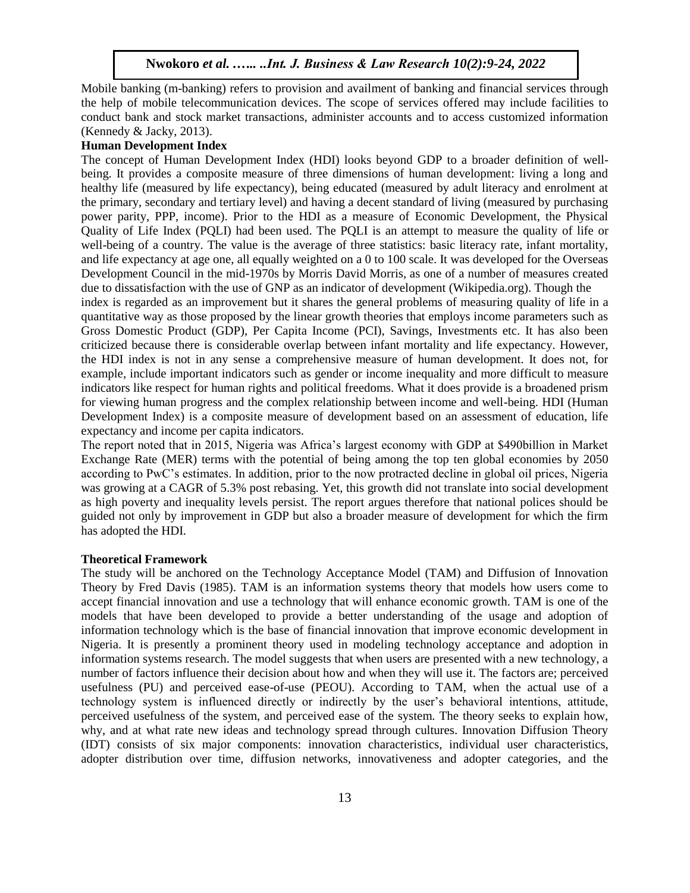Mobile banking (m-banking) refers to provision and availment of banking and financial services through the help of mobile telecommunication devices. The scope of services offered may include facilities to conduct bank and stock market transactions, administer accounts and to access customized information (Kennedy & Jacky, 2013).

**Human Development Index**

The concept of Human Development Index (HDI) looks beyond GDP to a broader definition of well-being. It provides a composite measure of three dimensions of human development: living a long and healthy life (measured by life expectancy), being educated (measured by adult literacy and enrolment at the primary, secondary and tertiary level) and having a decent standard of living (measured by purchasing power parity, PPP, income). Prior to the HDI as a measure of Economic Development, the Physical Quality of Life Index (PQLI) had been used. The PQLI is an attempt to measure the quality of life or well-being of a country. The value is the average of three statistics: basic literacy rate, infant mortality, and life expectancy at age one, all equally weighted on a 0 to 100 scale. It was developed for the Overseas Development Council in the mid-1970s by Morris David Morris, as one of a number of measures created due to dissatisfaction with the use of GNP as an indicator of development (Wikipedia.org). Though the index is regarded as an improvement but it shares the general problems of measuring quality of life in a quantitative way as those proposed by the linear growth theories that employs income parameters such as Gross Domestic Product (GDP), Per Capita Income (PCI), Savings, Investments etc. It has also been criticized because there is considerable overlap between infant mortality and life expectancy. However, the HDI index is not in any sense a comprehensive measure of human development. It does not, for example, include important indicators such as gender or income inequality and more difficult to measure indicators like respect for human rights and political freedoms. What it does provide is a broadened prism for viewing human progress and the complex relationship between income and well-being. HDI (Human Development Index) is a composite measure of development based on an assessment of education, life expectancy and income per capita indicators.

The report noted that in 2015, Nigeria was Africa's largest economy with GDP at $490billion in Market Exchange Rate (MER) terms with the potential of being among the top ten global economies by 2050 according to PwC's estimates. In addition, prior to the now protracted decline in global oil prices, Nigeria was growing at a CAGR of 5.3% post rebasing. Yet, this growth did not translate into social development as high poverty and inequality levels persist. The report argues therefore that national polices should be guided not only by improvement in GDP but also a broader measure of development for which the firm has adopted the HDI.

**Theoretical Framework**

The study will be anchored on the Technology Acceptance Model (TAM) and Diffusion of Innovation Theory by Fred Davis (1985). TAM is an information systems theory that models how users come to accept financial innovation and use a technology that will enhance economic growth. TAM is one of the models that have been developed to provide a better understanding of the usage and adoption of information technology which is the base of financial innovation that improve economic development in Nigeria. It is presently a prominent theory used in modeling technology acceptance and adoption in information systems research. The model suggests that when users are presented with a new technology, a number of factors influence their decision about how and when they will use it. The factors are; perceived usefulness (PU) and perceived ease-of-use (PEOU). According to TAM, when the actual use of a technology system is influenced directly or indirectly by the user's behavioral intentions, attitude, perceived usefulness of the system, and perceived ease of the system. The theory seeks to explain how, why, and at what rate new ideas and technology spread through cultures. Innovation Diffusion Theory (IDT) consists of six major components: innovation characteristics, individual user characteristics, adopter distribution over time, diffusion networks, innovativeness and adopter categories, and the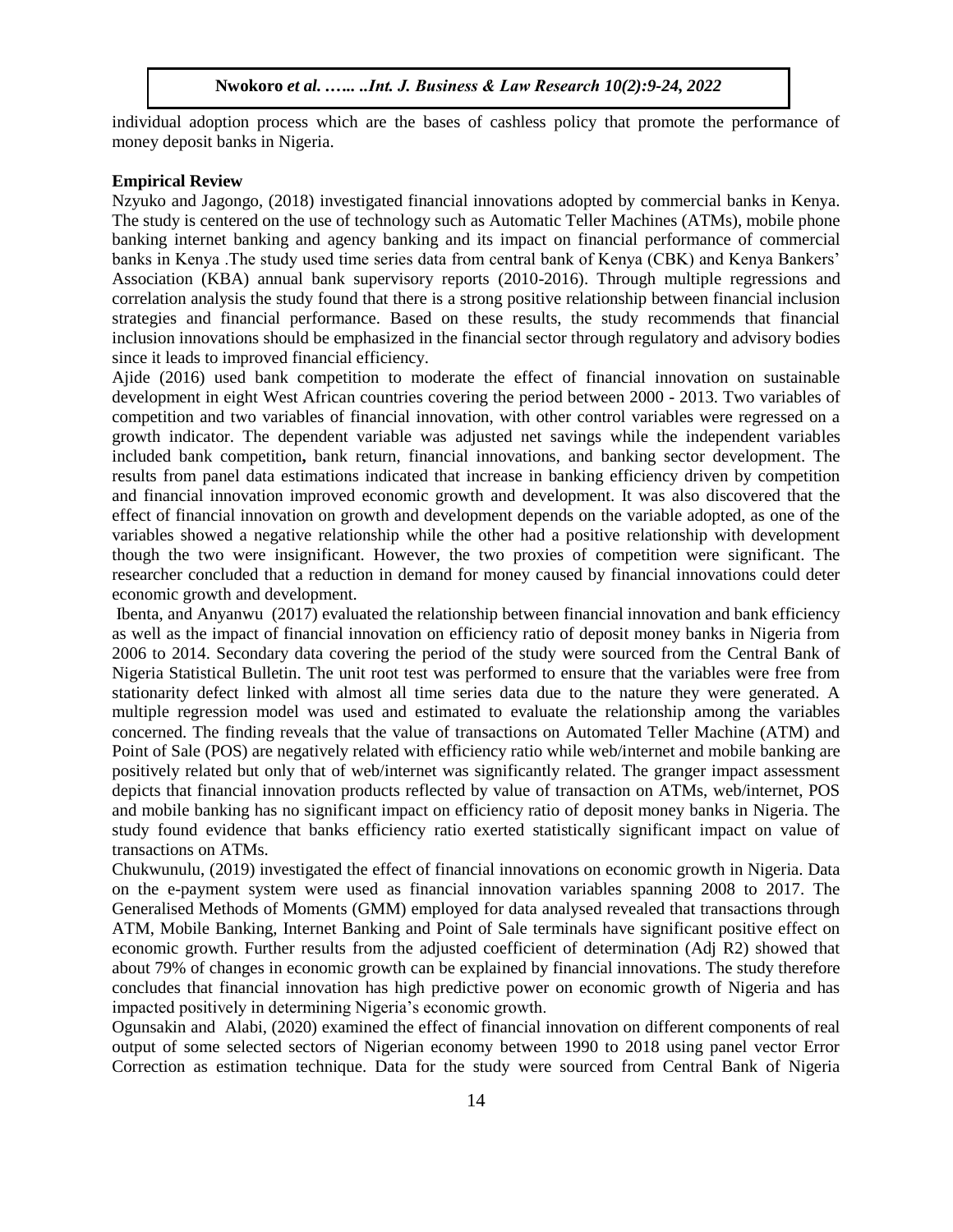individual adoption process which are the bases of cashless policy that promote the performance of money deposit banks in Nigeria.

**Empirical Review**

Nzyuko and Jagongo, (2018) investigated financial innovations adopted by commercial banks in Kenya. The study is centered on the use of technology such as Automatic Teller Machines (ATMs), mobile phone banking internet banking and agency banking and its impact on financial performance of commercial banks in Kenya .The study used time series data from central bank of Kenya (CBK) and Kenya Bankers' Association (KBA) annual bank supervisory reports (2010-2016). Through multiple regressions and correlation analysis the study found that there is a strong positive relationship between financial inclusion strategies and financial performance. Based on these results, the study recommends that financial inclusion innovations should be emphasized in the financial sector through regulatory and advisory bodies since it leads to improved financial efficiency.

Ajide (2016) used bank competition to moderate the effect of financial innovation on sustainable development in eight West African countries covering the period between 2000 - 2013. Two variables of competition and two variables of financial innovation, with other control variables were regressed on a growth indicator. The dependent variable was adjusted net savings while the independent variables included bank competition**,** bank return, financial innovations, and banking sector development. The results from panel data estimations indicated that increase in banking efficiency driven by competition and financial innovation improved economic growth and development. It was also discovered that the effect of financial innovation on growth and development depends on the variable adopted, as one of the variables showed a negative relationship while the other had a positive relationship with development though the two were insignificant. However, the two proxies of competition were significant. The researcher concluded that a reduction in demand for money caused by financial innovations could deter economic growth and development.

Ibenta, and Anyanwu (2017) evaluated the relationship between financial innovation and bank efficiency as well as the impact of financial innovation on efficiency ratio of deposit money banks in Nigeria from 2006 to 2014. Secondary data covering the period of the study were sourced from the Central Bank of Nigeria Statistical Bulletin. The unit root test was performed to ensure that the variables were free from stationarity defect linked with almost all time series data due to the nature they were generated. A multiple regression model was used and estimated to evaluate the relationship among the variables concerned. The finding reveals that the value of transactions on Automated Teller Machine (ATM) and Point of Sale (POS) are negatively related with efficiency ratio while web/internet and mobile banking are positively related but only that of web/internet was significantly related. The granger impact assessment depicts that financial innovation products reflected by value of transaction on ATMs, web/internet, POS and mobile banking has no significant impact on efficiency ratio of deposit money banks in Nigeria. The study found evidence that banks efficiency ratio exerted statistically significant impact on value of transactions on ATMs.

Chukwunulu, (2019) investigated the effect of financial innovations on economic growth in Nigeria. Data on the e-payment system were used as financial innovation variables spanning 2008 to 2017. The Generalised Methods of Moments (GMM) employed for data analysed revealed that transactions through ATM, Mobile Banking, Internet Banking and Point of Sale terminals have significant positive effect on economic growth. Further results from the adjusted coefficient of determination (Adj R2) showed that about 79% of changes in economic growth can be explained by financial innovations. The study therefore concludes that financial innovation has high predictive power on economic growth of Nigeria and has impacted positively in determining Nigeria's economic growth.

Ogunsakin and Alabi, (2020) examined the effect of financial innovation on different components of real output of some selected sectors of Nigerian economy between 1990 to 2018 using panel vector Error Correction as estimation technique. Data for the study were sourced from Central Bank of Nigeria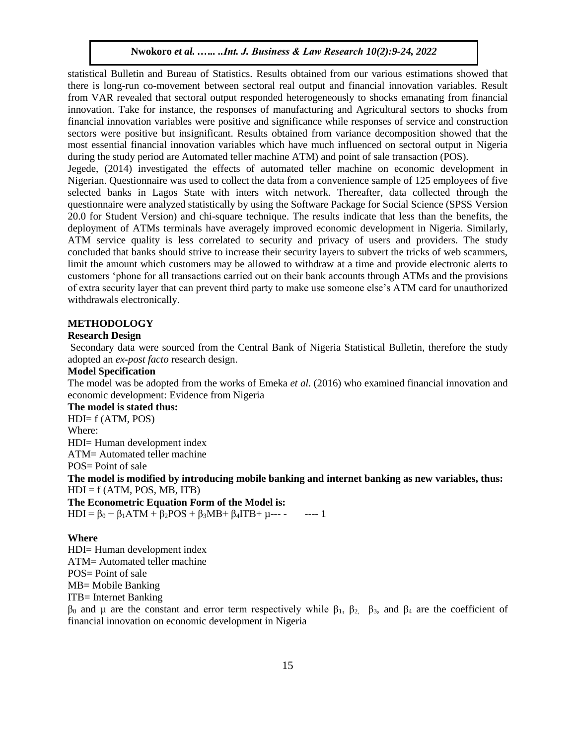statistical Bulletin and Bureau of Statistics. Results obtained from our various estimations showed that there is long-run co-movement between sectoral real output and financial innovation variables. Result from VAR revealed that sectoral output responded heterogeneously to shocks emanating from financial innovation. Take for instance, the responses of manufacturing and Agricultural sectors to shocks from financial innovation variables were positive and significance while responses of service and construction sectors were positive but insignificant. Results obtained from variance decomposition showed that the most essential financial innovation variables which have much influenced on sectoral output in Nigeria during the study period are Automated teller machine ATM) and point of sale transaction (POS).

Jegede, (2014) investigated the effects of automated teller machine on economic development in Nigerian. Questionnaire was used to collect the data from a convenience sample of 125 employees of five selected banks in Lagos State with inters witch network. Thereafter, data collected through the questionnaire were analyzed statistically by using the Software Package for Social Science (SPSS Version 20.0 for Student Version) and chi-square technique. The results indicate that less than the benefits, the deployment of ATMs terminals have averagely improved economic development in Nigeria. Similarly, ATM service quality is less correlated to security and privacy of users and providers. The study concluded that banks should strive to increase their security layers to subvert the tricks of web scammers, limit the amount which customers may be allowed to withdraw at a time and provide electronic alerts to customers 'phone for all transactions carried out on their bank accounts through ATMs and the provisions of extra security layer that can prevent third party to make use someone else's ATM card for unauthorized withdrawals electronically.

## METHODOLOGY

### Research Design

Secondary data were sourced from the Central Bank of Nigeria Statistical Bulletin, therefore the study adopted an *ex-post facto* research design.

### Model Specification

The model was be adopted from the works of Emeka *et al.* (2016) who examined financial innovation and economic development: Evidence from Nigeria

**The model is stated thus:**

HDI= f (ATM, POS)

Where:

HDI= Human development index

ATM= Automated teller machine

POS= Point of sale

**The model is modified by introducing mobile banking and internet banking as new variables, thus:**

HDI = f (ATM, POS, MB, ITB)

**The Econometric Equation Form of the Model is:**

$$HDI = \beta_0 + \beta_1 ATM + \beta_2 POS + \beta_3 MB + \beta_4 ITB + \mu \quad \text{---- 1}$$

**Where**

HDI= Human development index

ATM= Automated teller machine

POS= Point of sale

MB= Mobile Banking

ITB= Internet Banking

$\beta_0$ and $\mu$ are the constant and error term respectively while $\beta_1$, $\beta_2$, $\beta_3$, and $\beta_4$ are the coefficient of financial innovation on economic development in Nigeria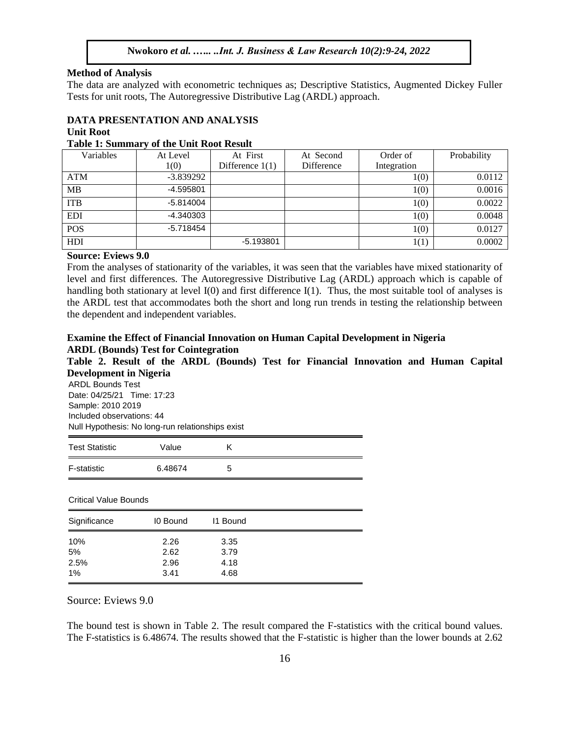**Method of Analysis**

The data are analyzed with econometric techniques as; Descriptive Statistics, Augmented Dickey Fuller Tests for unit roots, The Autoregressive Distributive Lag (ARDL) approach.

## DATA PRESENTATION AND ANALYSIS

### Unit Root

**Table 1: Summary of the Unit Root Result**

| Variables | At Level 1(0) | At First Difference 1(1) | At Second Difference | Order of Integration | Probability |
|---|---|---|---|---|---|
| ATM | -3.839292 | | | 1(0) | 0.0112 |
| MB | -4.595801 | | | 1(0) | 0.0016 |
| ITB | -5.814004 | | | 1(0) | 0.0022 |
| EDI | -4.340303 | | | 1(0) | 0.0048 |
| POS | -5.718454 | | | 1(0) | 0.0127 |
| HDI | | -5.193801 | | 1(1) | 0.0002 |

**Source: Eviews 9.0**

From the analyses of stationarity of the variables, it was seen that the variables have mixed stationarity of level and first differences. The Autoregressive Distributive Lag (ARDL) approach which is capable of handling both stationary at level I(0) and first difference I(1). Thus, the most suitable tool of analyses is the ARDL test that accommodates both the short and long run trends in testing the relationship between the dependent and independent variables.

**Examine the Effect of Financial Innovation on Human Capital Development in Nigeria**

**ARDL (Bounds) Test for Cointegration**

**Table 2. Result of the ARDL (Bounds) Test for Financial Innovation and Human Capital Development in Nigeria**

ARDL Bounds Test
Date: 04/25/21 Time: 17:23
Sample: 2010 2019
Included observations: 44
Null Hypothesis: No long-run relationships exist

| Test Statistic | Value | K |
|---|---|---|
| F-statistic | 6.48674 | 5 |

Critical Value Bounds

| Significance | I0 Bound | I1 Bound |
|---|---|---|
| 10% | 2.26 | 3.35 |
| 5% | 2.62 | 3.79 |
| 2.5% | 2.96 | 4.18 |
| 1% | 3.41 | 4.68 |

Source: Eviews 9.0

The bound test is shown in Table 2. The result compared the F-statistics with the critical bound values. The F-statistics is 6.48674. The results showed that the F-statistic is higher than the lower bounds at 2.62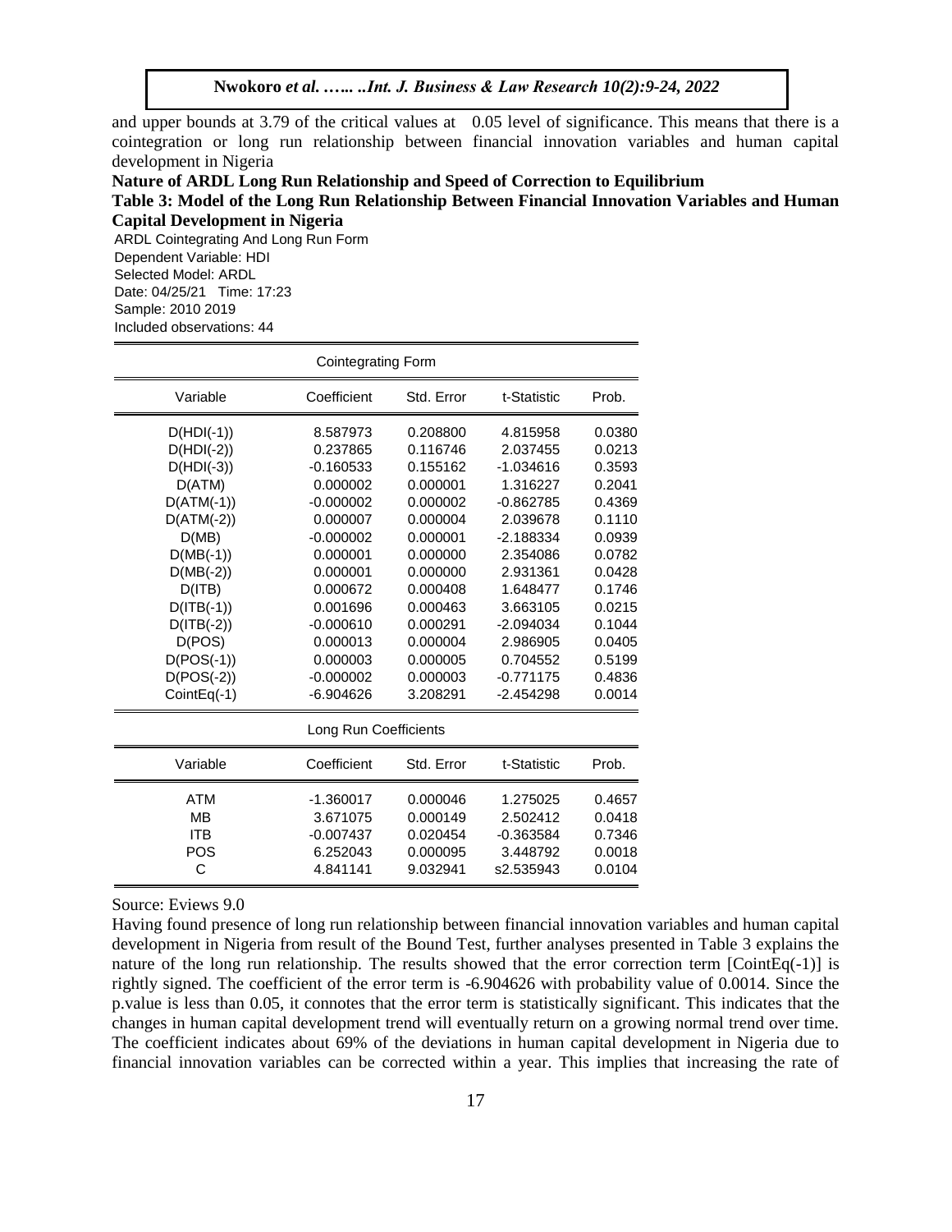and upper bounds at 3.79 of the critical values at 0.05 level of significance. This means that there is a cointegration or long run relationship between financial innovation variables and human capital development in Nigeria

**Nature of ARDL Long Run Relationship and Speed of Correction to Equilibrium**

**Table 3: Model of the Long Run Relationship Between Financial Innovation Variables and Human Capital Development in Nigeria**

ARDL Cointegrating And Long Run Form
Dependent Variable: HDI
Selected Model: ARDL
Date: 04/25/21 Time: 17:23
Sample: 2010 2019
Included observations: 44

| Cointegrating Form | | | | |
|---|---|---|---|---|
| Variable | Coefficient | Std. Error | t-Statistic | Prob. |
| D(HDI(-1)) | 8.587973 | 0.208800 | 4.815958 | 0.0380 |
| D(HDI(-2)) | 0.237865 | 0.116746 | 2.037455 | 0.0213 |
| D(HDI(-3)) | -0.160533 | 0.155162 | -1.034616 | 0.3593 |
| D(ATM) | 0.000002 | 0.000001 | 1.316227 | 0.2041 |
| D(ATM(-1)) | -0.000002 | 0.000002 | -0.862785 | 0.4369 |
| D(ATM(-2)) | 0.000007 | 0.000004 | 2.039678 | 0.1110 |
| D(MB) | -0.000002 | 0.000001 | -2.188334 | 0.0939 |
| D(MB(-1)) | 0.000001 | 0.000000 | 2.354086 | 0.0782 |
| D(MB(-2)) | 0.000001 | 0.000000 | 2.931361 | 0.0428 |
| D(ITB) | 0.000672 | 0.000408 | 1.648477 | 0.1746 |
| D(ITB(-1)) | 0.001696 | 0.000463 | 3.663105 | 0.0215 |
| D(ITB(-2)) | -0.000610 | 0.000291 | -2.094034 | 0.1044 |
| D(POS) | 0.000013 | 0.000004 | 2.986905 | 0.0405 |
| D(POS(-1)) | 0.000003 | 0.000005 | 0.704552 | 0.5199 |
| D(POS(-2)) | -0.000002 | 0.000003 | -0.771175 | 0.4836 |
| CointEq(-1) | -6.904626 | 3.208291 | -2.454298 | 0.0014 |
| **Long Run Coefficients** | | | | |
| Variable | Coefficient | Std. Error | t-Statistic | Prob. |
| ATM | -1.360017 | 0.000046 | 1.275025 | 0.4657 |
| MB | 3.671075 | 0.000149 | 2.502412 | 0.0418 |
| ITB | -0.007437 | 0.020454 | -0.363584 | 0.7346 |
| POS | 6.252043 | 0.000095 | 3.448792 | 0.0018 |
| C | 4.841141 | 9.032941 | s2.535943 | 0.0104 |

Source: Eviews 9.0

Having found presence of long run relationship between financial innovation variables and human capital development in Nigeria from result of the Bound Test, further analyses presented in Table 3 explains the nature of the long run relationship. The results showed that the error correction term [CointEq(-1)] is rightly signed. The coefficient of the error term is -6.904626 with probability value of 0.0014. Since the p.value is less than 0.05, it connotes that the error term is statistically significant. This indicates that the changes in human capital development trend will eventually return on a growing normal trend over time. The coefficient indicates about 69% of the deviations in human capital development in Nigeria due to financial innovation variables can be corrected within a year. This implies that increasing the rate of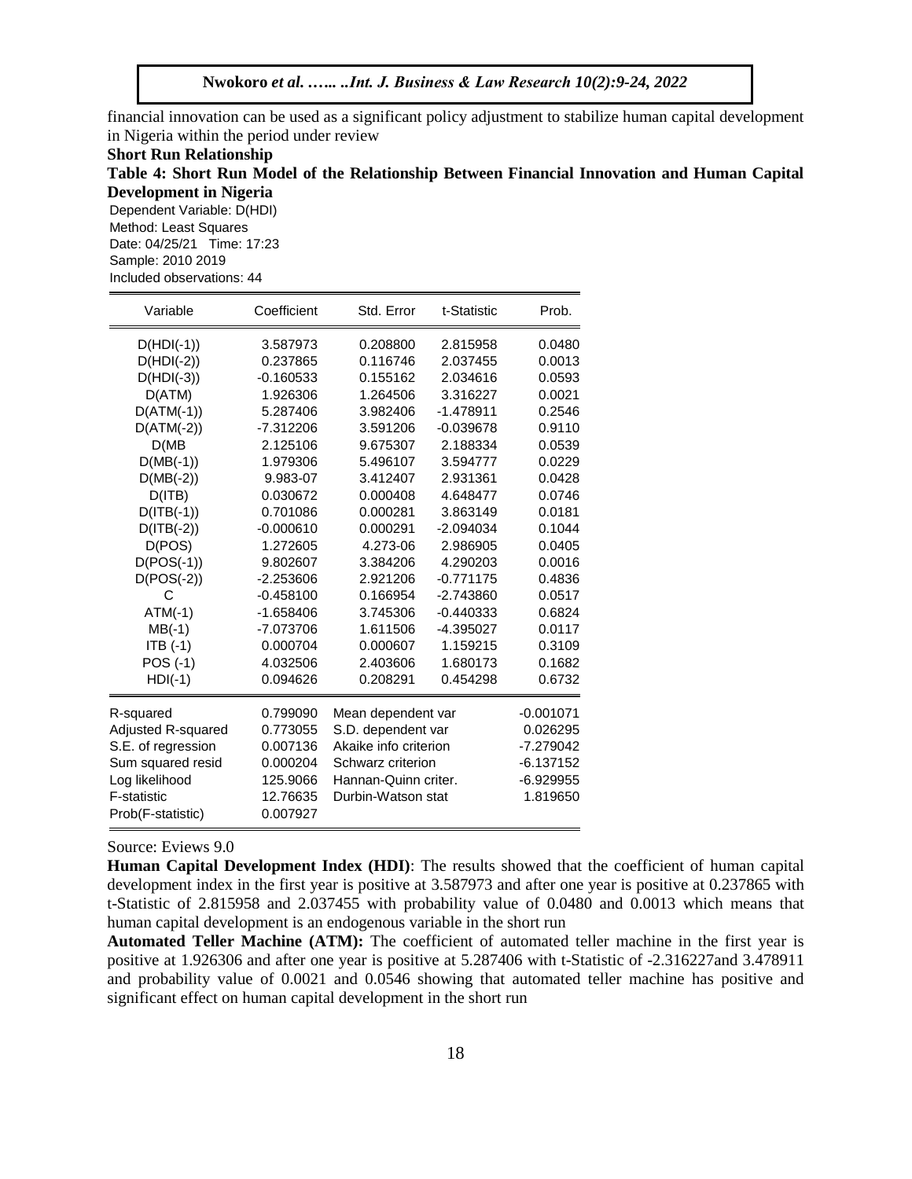financial innovation can be used as a significant policy adjustment to stabilize human capital development in Nigeria within the period under review

**Short Run Relationship**

**Table 4: Short Run Model of the Relationship Between Financial Innovation and Human Capital Development in Nigeria**

Dependent Variable: D(HDI)
Method: Least Squares
Date: 04/25/21 Time: 17:23
Sample: 2010 2019
Included observations: 44

| Variable | Coefficient | Std. Error | t-Statistic | Prob. |
|---|---|---|---|---|
| D(HDI(-1)) | 3.587973 | 0.208800 | 2.815958 | 0.0480 |
| D(HDI(-2)) | 0.237865 | 0.116746 | 2.037455 | 0.0013 |
| D(HDI(-3)) | -0.160533 | 0.155162 | 2.034616 | 0.0593 |
| D(ATM) | 1.926306 | 1.264506 | 3.316227 | 0.0021 |
| D(ATM(-1)) | 5.287406 | 3.982406 | -1.478911 | 0.2546 |
| D(ATM(-2)) | -7.312206 | 3.591206 | -0.039678 | 0.9110 |
| D(MB | 2.125106 | 9.675307 | 2.188334 | 0.0539 |
| D(MB(-1)) | 1.979306 | 5.496107 | 3.594777 | 0.0229 |
| D(MB(-2)) | 9.983-07 | 3.412407 | 2.931361 | 0.0428 |
| D(ITB) | 0.030672 | 0.000408 | 4.648477 | 0.0746 |
| D(ITB(-1)) | 0.701086 | 0.000281 | 3.863149 | 0.0181 |
| D(ITB(-2)) | -0.000610 | 0.000291 | -2.094034 | 0.1044 |
| D(POS) | 1.272605 | 4.273-06 | 2.986905 | 0.0405 |
| D(POS(-1)) | 9.802607 | 3.384206 | 4.290203 | 0.0016 |
| D(POS(-2)) | -2.253606 | 2.921206 | -0.771175 | 0.4836 |
| C | -0.458100 | 0.166954 | -2.743860 | 0.0517 |
| ATM(-1) | -1.658406 | 3.745306 | -0.440333 | 0.6824 |
| MB(-1) | -7.073706 | 1.611506 | -4.395027 | 0.0117 |
| ITB (-1) | 0.000704 | 0.000607 | 1.159215 | 0.3109 |
| POS (-1) | 4.032506 | 2.403606 | 1.680173 | 0.1682 |
| HDI(-1) | 0.094626 | 0.208291 | 0.454298 | 0.6732 |

| | | | |
|---|---|---|---|
| R-squared | 0.799090 | Mean dependent var | -0.001071 |
| Adjusted R-squared | 0.773055 | S.D. dependent var | 0.026295 |
| S.E. of regression | 0.007136 | Akaike info criterion | -7.279042 |
| Sum squared resid | 0.000204 | Schwarz criterion | -6.137152 |
| Log likelihood | 125.9066 | Hannan-Quinn criter. | -6.929955 |
| F-statistic | 12.76635 | Durbin-Watson stat | 1.819650 |
| Prob(F-statistic) | 0.007927 | | |

Source: Eviews 9.0

**Human Capital Development Index (HDI)**: The results showed that the coefficient of human capital development index in the first year is positive at 3.587973 and after one year is positive at 0.237865 with t-Statistic of 2.815958 and 2.037455 with probability value of 0.0480 and 0.0013 which means that human capital development is an endogenous variable in the short run

**Automated Teller Machine (ATM):** The coefficient of automated teller machine in the first year is positive at 1.926306 and after one year is positive at 5.287406 with t-Statistic of -2.316227and 3.478911 and probability value of 0.0021 and 0.0546 showing that automated teller machine has positive and significant effect on human capital development in the short run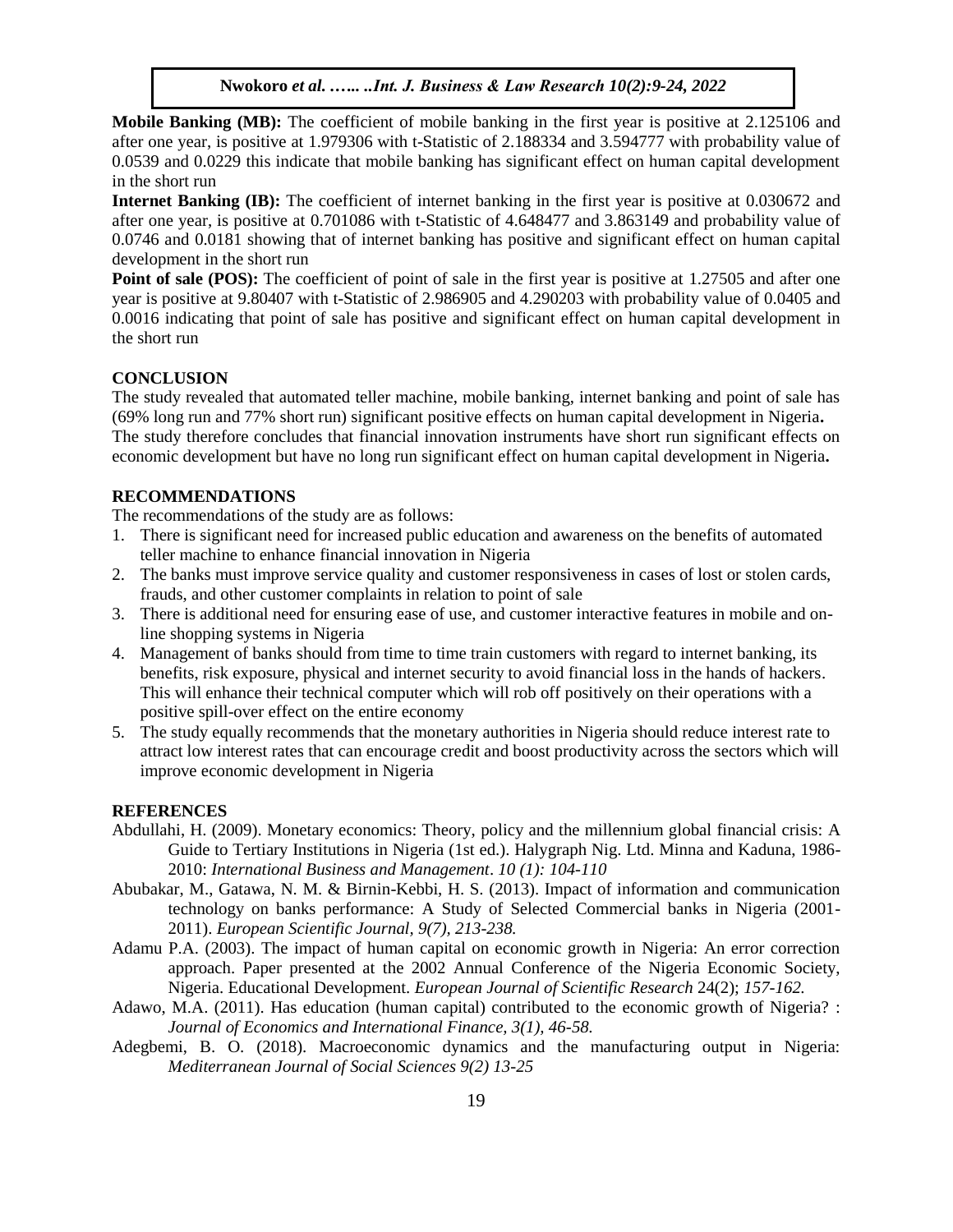**Mobile Banking (MB):** The coefficient of mobile banking in the first year is positive at 2.125106 and after one year, is positive at 1.979306 with t-Statistic of 2.188334 and 3.594777 with probability value of 0.0539 and 0.0229 this indicate that mobile banking has significant effect on human capital development in the short run

**Internet Banking (IB):** The coefficient of internet banking in the first year is positive at 0.030672 and after one year, is positive at 0.701086 with t-Statistic of 4.648477 and 3.863149 and probability value of 0.0746 and 0.0181 showing that of internet banking has positive and significant effect on human capital development in the short run

**Point of sale (POS):** The coefficient of point of sale in the first year is positive at 1.27505 and after one year is positive at 9.80407 with t-Statistic of 2.986905 and 4.290203 with probability value of 0.0405 and 0.0016 indicating that point of sale has positive and significant effect on human capital development in the short run

## CONCLUSION

The study revealed that automated teller machine, mobile banking, internet banking and point of sale has (69% long run and 77% short run) significant positive effects on human capital development in Nigeria**.** The study therefore concludes that financial innovation instruments have short run significant effects on economic development but have no long run significant effect on human capital development in Nigeria**.**

## RECOMMENDATIONS

The recommendations of the study are as follows:

1. There is significant need for increased public education and awareness on the benefits of automated teller machine to enhance financial innovation in Nigeria
2. The banks must improve service quality and customer responsiveness in cases of lost or stolen cards, frauds, and other customer complaints in relation to point of sale
3. There is additional need for ensuring ease of use, and customer interactive features in mobile and on-line shopping systems in Nigeria
4. Management of banks should from time to time train customers with regard to internet banking, its benefits, risk exposure, physical and internet security to avoid financial loss in the hands of hackers. This will enhance their technical computer which will rob off positively on their operations with a positive spill-over effect on the entire economy
5. The study equally recommends that the monetary authorities in Nigeria should reduce interest rate to attract low interest rates that can encourage credit and boost productivity across the sectors which will improve economic development in Nigeria

## REFERENCES

Abdullahi, H. (2009). Monetary economics: Theory, policy and the millennium global financial crisis: A Guide to Tertiary Institutions in Nigeria (1st ed.). Halygraph Nig. Ltd. Minna and Kaduna, 1986-2010: *International Business and Management*. *10 (1): 104-110*

Abubakar, M., Gatawa, N. M. & Birnin-Kebbi, H. S. (2013). Impact of information and communication technology on banks performance: A Study of Selected Commercial banks in Nigeria (2001-2011). *European Scientific Journal, 9(7), 213-238.*

Adamu P.A. (2003). The impact of human capital on economic growth in Nigeria: An error correction approach. Paper presented at the 2002 Annual Conference of the Nigeria Economic Society, Nigeria. Educational Development. *European Journal of Scientific Research* 24(2); *157-162.*

Adawo, M.A. (2011). Has education (human capital) contributed to the economic growth of Nigeria? : *Journal of Economics and International Finance, 3(1), 46-58.*

Adegbemi, B. O. (2018). Macroeconomic dynamics and the manufacturing output in Nigeria: *Mediterranean Journal of Social Sciences 9(2) 13-25*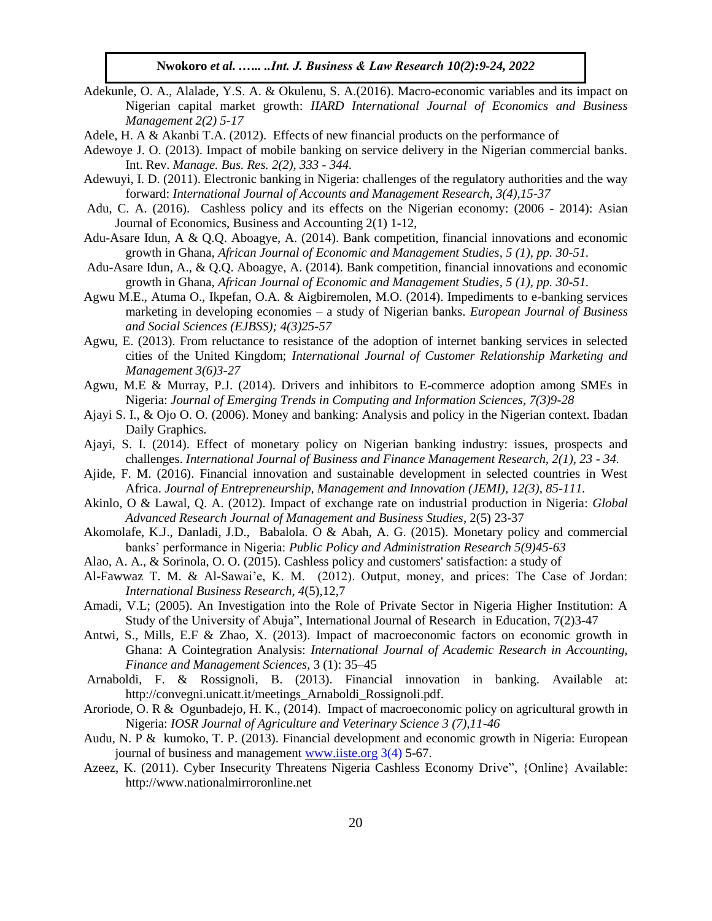Adekunle, O. A., Alalade, Y.S. A. & Okulenu, S. A.(2016). Macro-economic variables and its impact on Nigerian capital market growth: *IIARD International Journal of Economics and Business Management 2(2) 5-17*

Adele, H. A & Akanbi T.A. (2012). Effects of new financial products on the performance of

Adewoye J. O. (2013). Impact of mobile banking on service delivery in the Nigerian commercial banks. Int. Rev. *Manage. Bus. Res. 2(2), 333 - 344.*

Adewuyi, I. D. (2011). Electronic banking in Nigeria: challenges of the regulatory authorities and the way forward: *International Journal of Accounts and Management Research, 3(4),15-37*

Adu, C. A. (2016). Cashless policy and its effects on the Nigerian economy: (2006 - 2014): Asian Journal of Economics, Business and Accounting 2(1) 1-12,

Adu-Asare Idun, A & Q.Q. Aboagye, A. (2014). Bank competition, financial innovations and economic growth in Ghana, *African Journal of Economic and Management Studies, 5 (1), pp. 30-51.*

Adu-Asare Idun, A., & Q.Q. Aboagye, A. (2014). Bank competition, financial innovations and economic growth in Ghana, *African Journal of Economic and Management Studies, 5 (1), pp. 30-51.*

Agwu M.E., Atuma O., Ikpefan, O.A. & Aigbiremolen, M.O. (2014). Impediments to e-banking services marketing in developing economies – a study of Nigerian banks. *European Journal of Business and Social Sciences (EJBSS); 4(3)25-57*

Agwu, E. (2013). From reluctance to resistance of the adoption of internet banking services in selected cities of the United Kingdom; *International Journal of Customer Relationship Marketing and Management 3(6)3-27*

Agwu, M.E & Murray, P.J. (2014). Drivers and inhibitors to E-commerce adoption among SMEs in Nigeria: *Journal of Emerging Trends in Computing and Information Sciences, 7(3)9-28*

Ajayi S. I., & Ojo O. O. (2006). Money and banking: Analysis and policy in the Nigerian context. Ibadan Daily Graphics.

Ajayi, S. I. (2014). Effect of monetary policy on Nigerian banking industry: issues, prospects and challenges. *International Journal of Business and Finance Management Research, 2(1), 23 - 34.*

Ajide, F. M. (2016). Financial innovation and sustainable development in selected countries in West Africa. *Journal of Entrepreneurship, Management and Innovation (JEMI), 12(3), 85-111.*

Akinlo, O & Lawal, Q. A. (2012). Impact of exchange rate on industrial production in Nigeria: *Global Advanced Research Journal of Management and Business Studies*, 2(5) 23-37

Akomolafe, K.J., Danladi, J.D., Babalola. O & Abah, A. G. (2015). Monetary policy and commercial banks' performance in Nigeria: *Public Policy and Administration Research 5(9)45-63*

Alao, A. A., & Sorinola, O. O. (2015). Cashless policy and customers' satisfaction: a study of

Al-Fawwaz T. M. & Al-Sawai'e, K. M. (2012). Output, money, and prices: The Case of Jordan: *International Business Research, 4*(5),12,7

Amadi, V.L; (2005). An Investigation into the Role of Private Sector in Nigeria Higher Institution: A Study of the University of Abuja", International Journal of Research in Education, 7(2)3-47

Antwi, S., Mills, E.F & Zhao, X. (2013). Impact of macroeconomic factors on economic growth in Ghana: A Cointegration Analysis: *International Journal of Academic Research in Accounting, Finance and Management Sciences*, 3 (1): 35–45

Arnaboldi, F. & Rossignoli, B. (2013). Financial innovation in banking. Available at: http://convegni.unicatt.it/meetings_Arnaboldi_Rossignoli.pdf.

Aroriode, O. R & Ogunbadejo, H. K., (2014). Impact of macroeconomic policy on agricultural growth in Nigeria: *IOSR Journal of Agriculture and Veterinary Science 3 (7),11-46*

Audu, N. P & kumoko, T. P. (2013). Financial development and economic growth in Nigeria: European journal of business and management www.iiste.org 3(4) 5-67.

Azeez, K. (2011). Cyber Insecurity Threatens Nigeria Cashless Economy Drive", {Online} Available: http://www.nationalmirroronline.net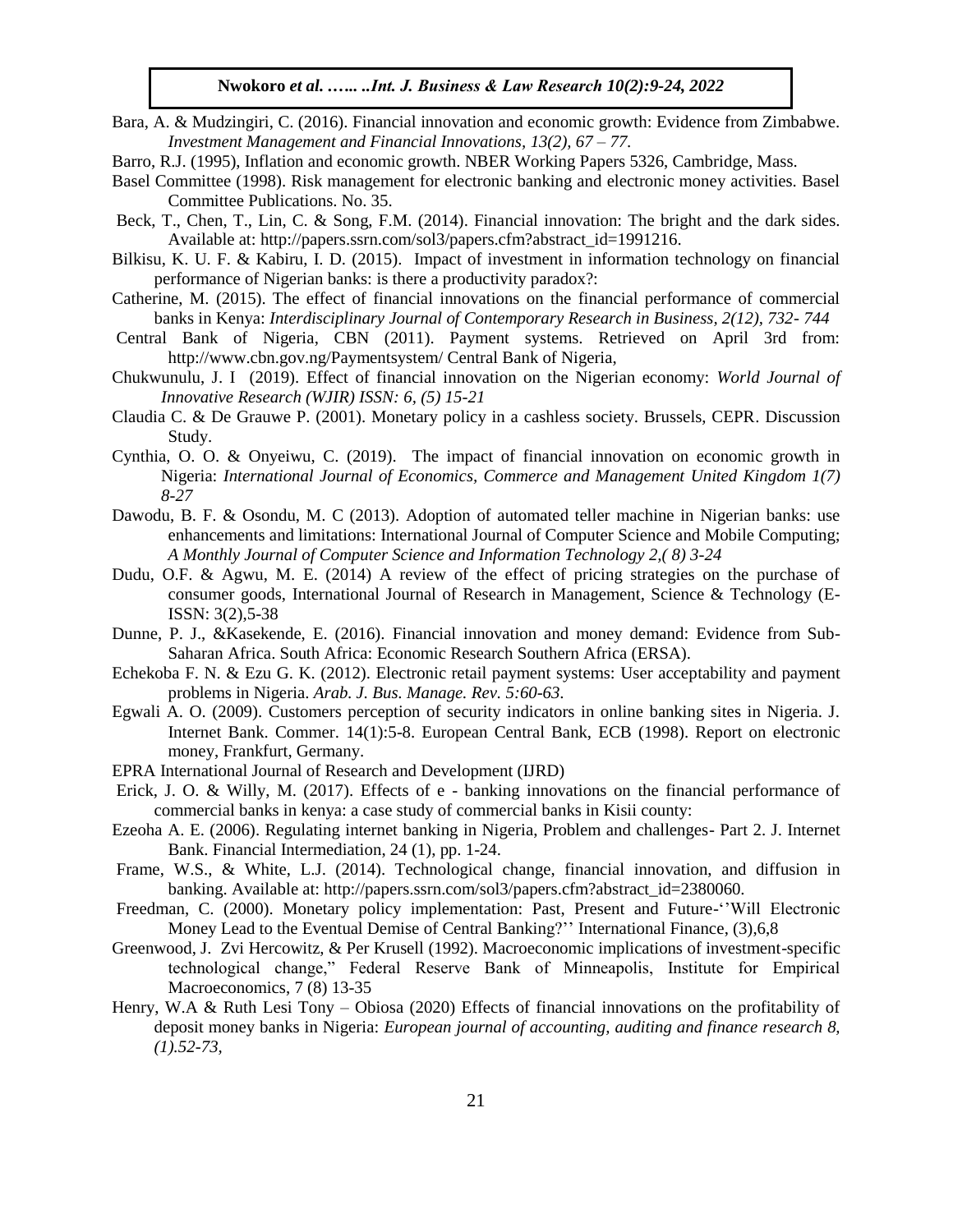Bara, A. & Mudzingiri, C. (2016). Financial innovation and economic growth: Evidence from Zimbabwe. *Investment Management and Financial Innovations, 13(2), 67 – 77.*

Barro, R.J. (1995), Inflation and economic growth. NBER Working Papers 5326, Cambridge, Mass.

Basel Committee (1998). Risk management for electronic banking and electronic money activities. Basel Committee Publications. No. 35.

Beck, T., Chen, T., Lin, C. & Song, F.M. (2014). Financial innovation: The bright and the dark sides. Available at: http://papers.ssrn.com/sol3/papers.cfm?abstract_id=1991216.

Bilkisu, K. U. F. & Kabiru, I. D. (2015). Impact of investment in information technology on financial performance of Nigerian banks: is there a productivity paradox?:

Catherine, M. (2015). The effect of financial innovations on the financial performance of commercial banks in Kenya: *Interdisciplinary Journal of Contemporary Research in Business, 2(12), 732- 744*

Central Bank of Nigeria, CBN (2011). Payment systems. Retrieved on April 3rd from: http://www.cbn.gov.ng/Paymentsystem/ Central Bank of Nigeria,

Chukwunulu, J. I (2019). Effect of financial innovation on the Nigerian economy: *World Journal of Innovative Research (WJIR) ISSN: 6, (5) 15-21*

Claudia C. & De Grauwe P. (2001). Monetary policy in a cashless society. Brussels, CEPR. Discussion Study.

Cynthia, O. O. & Onyeiwu, C. (2019). The impact of financial innovation on economic growth in Nigeria: *International Journal of Economics, Commerce and Management United Kingdom 1(7) 8-27*

Dawodu, B. F. & Osondu, M. C (2013). Adoption of automated teller machine in Nigerian banks: use enhancements and limitations: International Journal of Computer Science and Mobile Computing; *A Monthly Journal of Computer Science and Information Technology 2,( 8) 3-24*

Dudu, O.F. & Agwu, M. E. (2014) A review of the effect of pricing strategies on the purchase of consumer goods, International Journal of Research in Management, Science & Technology (E-ISSN: 3(2),5-38

Dunne, P. J., &Kasekende, E. (2016). Financial innovation and money demand: Evidence from Sub-Saharan Africa. South Africa: Economic Research Southern Africa (ERSA).

Echekoba F. N. & Ezu G. K. (2012). Electronic retail payment systems: User acceptability and payment problems in Nigeria. *Arab. J. Bus. Manage. Rev. 5:60-63.*

Egwali A. O. (2009). Customers perception of security indicators in online banking sites in Nigeria. J. Internet Bank. Commer. 14(1):5-8. European Central Bank, ECB (1998). Report on electronic money, Frankfurt, Germany.

EPRA International Journal of Research and Development (IJRD)

Erick, J. O. & Willy, M. (2017). Effects of e - banking innovations on the financial performance of commercial banks in kenya: a case study of commercial banks in Kisii county:

Ezeoha A. E. (2006). Regulating internet banking in Nigeria, Problem and challenges- Part 2. J. Internet Bank. Financial Intermediation, 24 (1), pp. 1-24.

Frame, W.S., & White, L.J. (2014). Technological change, financial innovation, and diffusion in banking. Available at: http://papers.ssrn.com/sol3/papers.cfm?abstract_id=2380060.

Freedman, C. (2000). Monetary policy implementation: Past, Present and Future-''Will Electronic Money Lead to the Eventual Demise of Central Banking?'' International Finance, (3),6,8

Greenwood, J. Zvi Hercowitz, & Per Krusell (1992). Macroeconomic implications of investment-specific technological change," Federal Reserve Bank of Minneapolis, Institute for Empirical Macroeconomics, 7 (8) 13-35

Henry, W.A & Ruth Lesi Tony – Obiosa (2020) Effects of financial innovations on the profitability of deposit money banks in Nigeria: *European journal of accounting, auditing and finance research 8, (1).52-73,*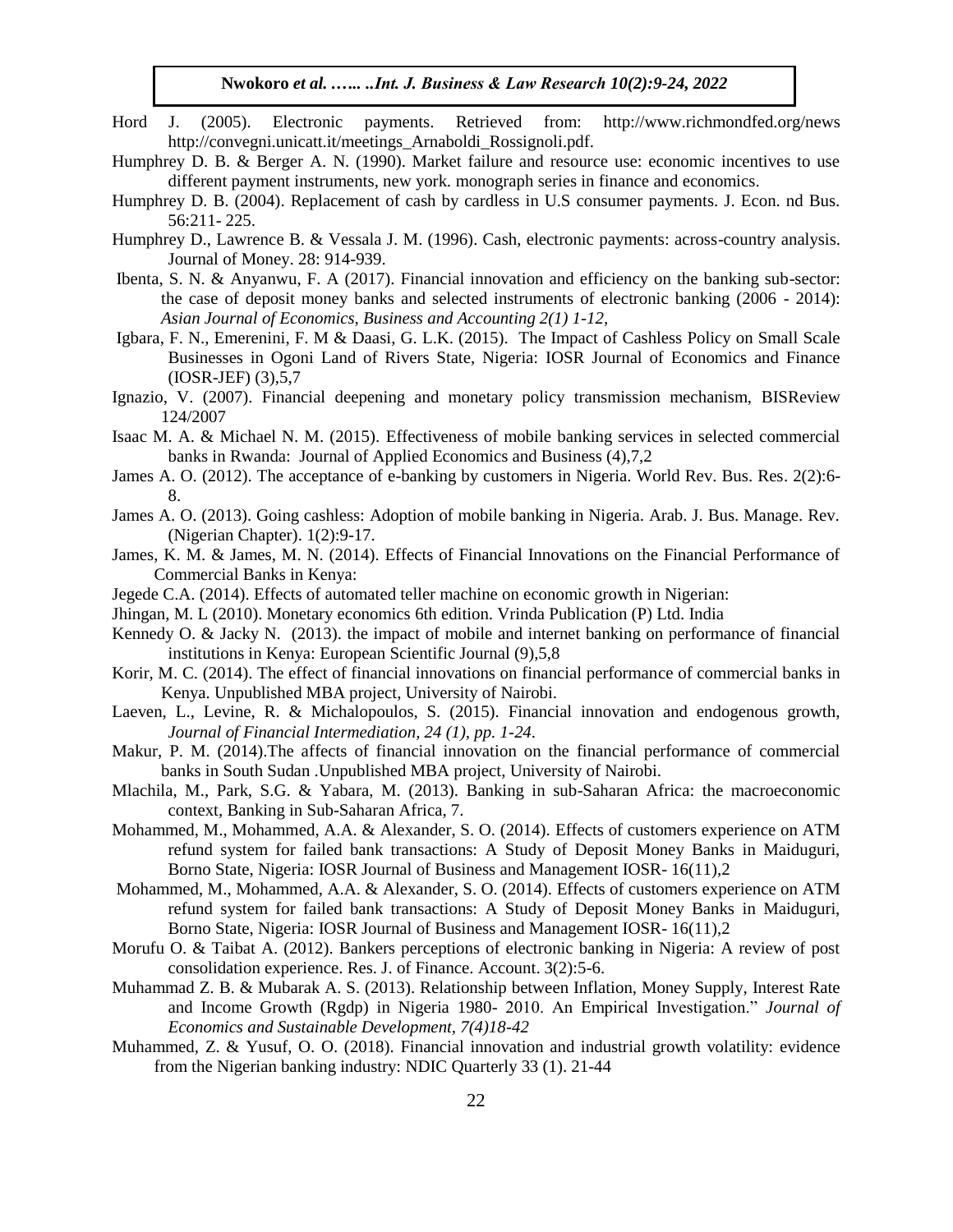Hord J. (2005). Electronic payments. Retrieved from: http://www.richmondfed.org/news http://convegni.unicatt.it/meetings_Arnaboldi_Rossignoli.pdf.

Humphrey D. B. & Berger A. N. (1990). Market failure and resource use: economic incentives to use different payment instruments, new york. monograph series in finance and economics.

Humphrey D. B. (2004). Replacement of cash by cardless in U.S consumer payments. J. Econ. nd Bus. 56:211- 225.

Humphrey D., Lawrence B. & Vessala J. M. (1996). Cash, electronic payments: across-country analysis. Journal of Money. 28: 914-939.

Ibenta, S. N. & Anyanwu, F. A (2017). Financial innovation and efficiency on the banking sub-sector: the case of deposit money banks and selected instruments of electronic banking (2006 - 2014): *Asian Journal of Economics, Business and Accounting 2(1) 1-12,*

Igbara, F. N., Emerenini, F. M & Daasi, G. L.K. (2015). The Impact of Cashless Policy on Small Scale Businesses in Ogoni Land of Rivers State, Nigeria: IOSR Journal of Economics and Finance (IOSR-JEF) (3),5,7

Ignazio, V. (2007). Financial deepening and monetary policy transmission mechanism, BISReview 124/2007

Isaac M. A. & Michael N. M. (2015). Effectiveness of mobile banking services in selected commercial banks in Rwanda: Journal of Applied Economics and Business (4),7,2

James A. O. (2012). The acceptance of e-banking by customers in Nigeria. World Rev. Bus. Res. 2(2):6-8.

James A. O. (2013). Going cashless: Adoption of mobile banking in Nigeria. Arab. J. Bus. Manage. Rev. (Nigerian Chapter). 1(2):9-17.

James, K. M. & James, M. N. (2014). Effects of Financial Innovations on the Financial Performance of Commercial Banks in Kenya:

Jegede C.A. (2014). Effects of automated teller machine on economic growth in Nigerian:

Jhingan, M. L (2010). Monetary economics 6th edition. Vrinda Publication (P) Ltd. India

Kennedy O. & Jacky N. (2013). the impact of mobile and internet banking on performance of financial institutions in Kenya: European Scientific Journal (9),5,8

Korir, M. C. (2014). The effect of financial innovations on financial performance of commercial banks in Kenya. Unpublished MBA project, University of Nairobi.

Laeven, L., Levine, R. & Michalopoulos, S. (2015). Financial innovation and endogenous growth, *Journal of Financial Intermediation, 24 (1), pp. 1-24.*

Makur, P. M. (2014).The affects of financial innovation on the financial performance of commercial banks in South Sudan .Unpublished MBA project, University of Nairobi.

Mlachila, M., Park, S.G. & Yabara, M. (2013). Banking in sub-Saharan Africa: the macroeconomic context, Banking in Sub-Saharan Africa, 7.

Mohammed, M., Mohammed, A.A. & Alexander, S. O. (2014). Effects of customers experience on ATM refund system for failed bank transactions: A Study of Deposit Money Banks in Maiduguri, Borno State, Nigeria: IOSR Journal of Business and Management IOSR- 16(11),2

Mohammed, M., Mohammed, A.A. & Alexander, S. O. (2014). Effects of customers experience on ATM refund system for failed bank transactions: A Study of Deposit Money Banks in Maiduguri, Borno State, Nigeria: IOSR Journal of Business and Management IOSR- 16(11),2

Morufu O. & Taibat A. (2012). Bankers perceptions of electronic banking in Nigeria: A review of post consolidation experience. Res. J. of Finance. Account. 3(2):5-6.

Muhammad Z. B. & Mubarak A. S. (2013). Relationship between Inflation, Money Supply, Interest Rate and Income Growth (Rgdp) in Nigeria 1980- 2010. An Empirical Investigation." *Journal of Economics and Sustainable Development, 7(4)18-42*

Muhammed, Z. & Yusuf, O. O. (2018). Financial innovation and industrial growth volatility: evidence from the Nigerian banking industry: NDIC Quarterly 33 (1). 21-44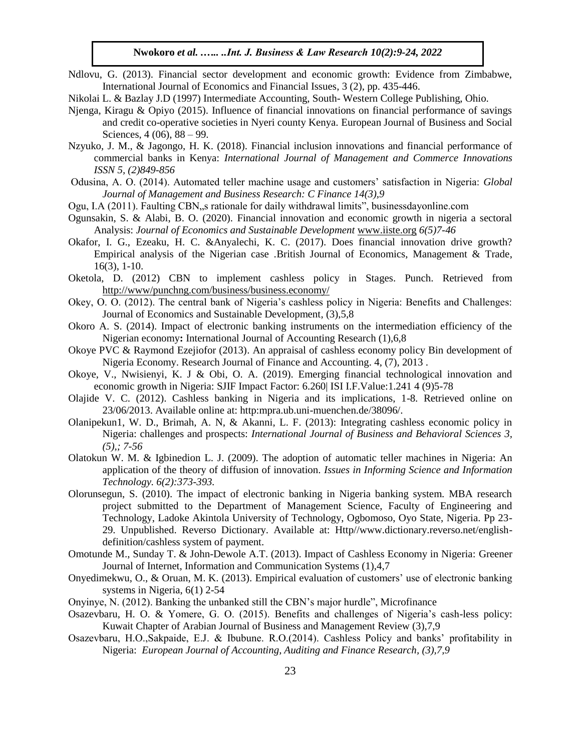Ndlovu, G. (2013). Financial sector development and economic growth: Evidence from Zimbabwe, International Journal of Economics and Financial Issues, 3 (2), pp. 435-446.

Nikolai L. & Bazlay J.D (1997) Intermediate Accounting, South- Western College Publishing, Ohio.

Njenga, Kiragu & Opiyo (2015). Influence of financial innovations on financial performance of savings and credit co-operative societies in Nyeri county Kenya. European Journal of Business and Social Sciences, 4 (06), 88 – 99.

Nzyuko, J. M., & Jagongo, H. K. (2018). Financial inclusion innovations and financial performance of commercial banks in Kenya: *International Journal of Management and Commerce Innovations ISSN 5, (2)849-856*

Odusina, A. O. (2014). Automated teller machine usage and customers' satisfaction in Nigeria: *Global Journal of Management and Business Research: C Finance 14(3),9*

Ogu, I.A (2011). Faulting CBN„s rationale for daily withdrawal limits", businessdayonline.com

Ogunsakin, S. & Alabi, B. O. (2020). Financial innovation and economic growth in nigeria a sectoral Analysis: *Journal of Economics and Sustainable Development* www.iiste.org *6(5)7-46*

Okafor, I. G., Ezeaku, H. C. &Anyalechi, K. C. (2017). Does financial innovation drive growth? Empirical analysis of the Nigerian case .British Journal of Economics, Management & Trade, 16(3), 1-10.

Oketola, D. (2012) CBN to implement cashless policy in Stages. Punch. Retrieved from http://www/punchng.com/business/business.economy/

Okey, O. O. (2012). The central bank of Nigeria's cashless policy in Nigeria: Benefits and Challenges: Journal of Economics and Sustainable Development, (3),5,8

Okoro A. S. (2014). Impact of electronic banking instruments on the intermediation efficiency of the Nigerian economy**:** International Journal of Accounting Research (1),6,8

Okoye PVC & Raymond Ezejiofor (2013). An appraisal of cashless economy policy Bin development of Nigeria Economy. Research Journal of Finance and Accounting. 4, (7), 2013 .

Okoye, V., Nwisienyi, K. J & Obi, O. A. (2019). Emerging financial technological innovation and economic growth in Nigeria: SJIF Impact Factor: 6.260| ISI I.F.Value:1.241 4 (9)5-78

Olajide V. C. (2012). Cashless banking in Nigeria and its implications, 1-8. Retrieved online on 23/06/2013. Available online at: http:mpra.ub.uni-muenchen.de/38096/.

Olanipekun1, W. D., Brimah, A. N, & Akanni, L. F. (2013): Integrating cashless economic policy in Nigeria: challenges and prospects: *International Journal of Business and Behavioral Sciences 3, (5),; 7-56*

Olatokun W. M. & Igbinedion L. J. (2009). The adoption of automatic teller machines in Nigeria: An application of the theory of diffusion of innovation. *Issues in Informing Science and Information Technology. 6(2):373-393.*

Olorunsegun, S. (2010). The impact of electronic banking in Nigeria banking system. MBA research project submitted to the Department of Management Science, Faculty of Engineering and Technology, Ladoke Akintola University of Technology, Ogbomoso, Oyo State, Nigeria. Pp 23-29. Unpublished. Reverso Dictionary. Available at: Http//www.dictionary.reverso.net/english-definition/cashless system of payment.

Omotunde M., Sunday T. & John-Dewole A.T. (2013). Impact of Cashless Economy in Nigeria: Greener Journal of Internet, Information and Communication Systems (1),4,7

Onyedimekwu, O., & Oruan, M. K. (2013). Empirical evaluation of customers' use of electronic banking systems in Nigeria, 6(1) 2-54

Onyinye, N. (2012). Banking the unbanked still the CBN's major hurdle", Microfinance

Osazevbaru, H. O. & Yomere, G. O. (2015). Benefits and challenges of Nigeria's cash-less policy: Kuwait Chapter of Arabian Journal of Business and Management Review (3),7,9

Osazevbaru, H.O.,Sakpaide, E.J. & Ibubune. R.O.(2014). Cashless Policy and banks' profitability in Nigeria: *European Journal of Accounting, Auditing and Finance Research, (3),7,9*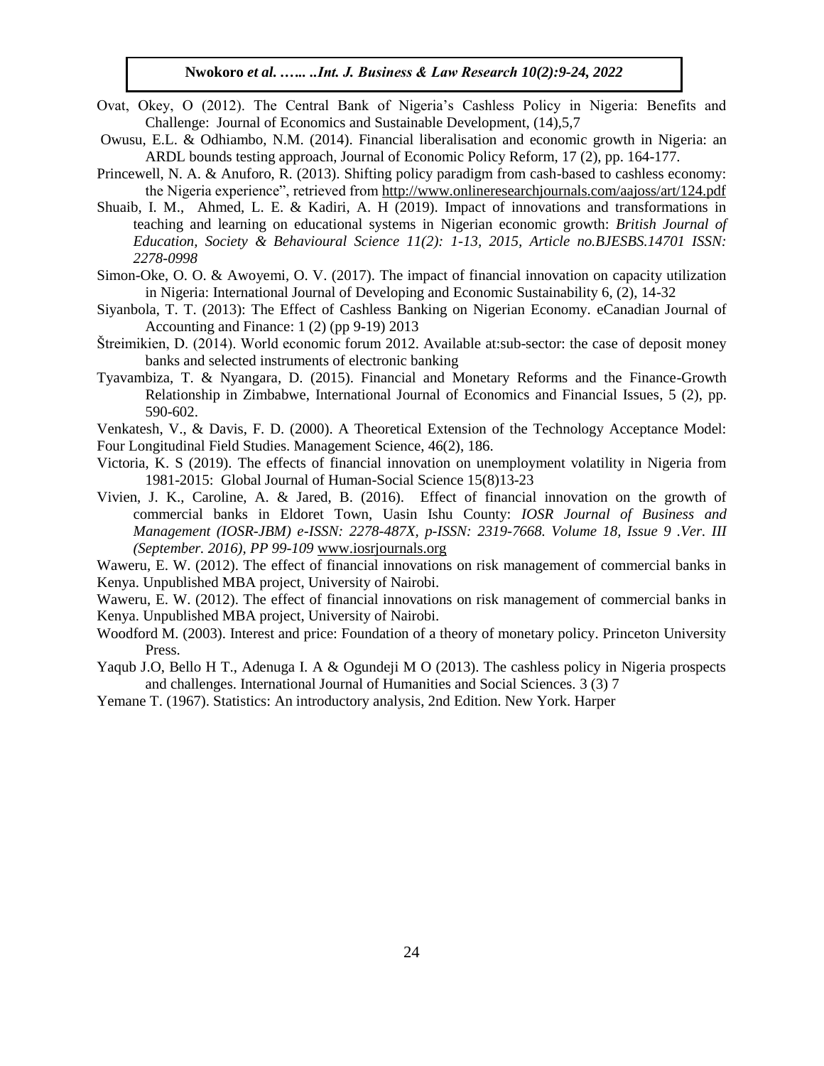Ovat, Okey, O (2012). The Central Bank of Nigeria's Cashless Policy in Nigeria: Benefits and Challenge: Journal of Economics and Sustainable Development, (14),5,7

Owusu, E.L. & Odhiambo, N.M. (2014). Financial liberalisation and economic growth in Nigeria: an ARDL bounds testing approach, Journal of Economic Policy Reform, 17 (2), pp. 164-177.

Princewell, N. A. & Anuforo, R. (2013). Shifting policy paradigm from cash-based to cashless economy: the Nigeria experience", retrieved from http://www.onlineresearchjournals.com/aajoss/art/124.pdf

Shuaib, I. M., Ahmed, L. E. & Kadiri, A. H (2019). Impact of innovations and transformations in teaching and learning on educational systems in Nigerian economic growth: *British Journal of Education, Society & Behavioural Science 11(2): 1-13, 2015, Article no.BJESBS.14701 ISSN: 2278-0998*

Simon-Oke, O. O. & Awoyemi, O. V. (2017). The impact of financial innovation on capacity utilization in Nigeria: International Journal of Developing and Economic Sustainability 6, (2), 14-32

Siyanbola, T. T. (2013): The Effect of Cashless Banking on Nigerian Economy. eCanadian Journal of Accounting and Finance: 1 (2) (pp 9-19) 2013

Štreimikien, D. (2014). World economic forum 2012. Available at:sub-sector: the case of deposit money banks and selected instruments of electronic banking

Tyavambiza, T. & Nyangara, D. (2015). Financial and Monetary Reforms and the Finance-Growth Relationship in Zimbabwe, International Journal of Economics and Financial Issues, 5 (2), pp. 590-602.

Venkatesh, V., & Davis, F. D. (2000). A Theoretical Extension of the Technology Acceptance Model: Four Longitudinal Field Studies. Management Science, 46(2), 186.

Victoria, K. S (2019). The effects of financial innovation on unemployment volatility in Nigeria from 1981-2015: Global Journal of Human-Social Science 15(8)13-23

Vivien, J. K., Caroline, A. & Jared, B. (2016). Effect of financial innovation on the growth of commercial banks in Eldoret Town, Uasin Ishu County: *IOSR Journal of Business and Management (IOSR-JBM) e-ISSN: 2278-487X, p-ISSN: 2319-7668. Volume 18, Issue 9 .Ver. III (September. 2016), PP 99-109* www.iosrjournals.org

Waweru, E. W. (2012). The effect of financial innovations on risk management of commercial banks in Kenya. Unpublished MBA project, University of Nairobi.

Waweru, E. W. (2012). The effect of financial innovations on risk management of commercial banks in Kenya. Unpublished MBA project, University of Nairobi.

Woodford M. (2003). Interest and price: Foundation of a theory of monetary policy. Princeton University Press.

Yaqub J.O, Bello H T., Adenuga I. A & Ogundeji M O (2013). The cashless policy in Nigeria prospects and challenges. International Journal of Humanities and Social Sciences. 3 (3) 7

Yemane T. (1967). Statistics: An introductory analysis, 2nd Edition. New York. Harper